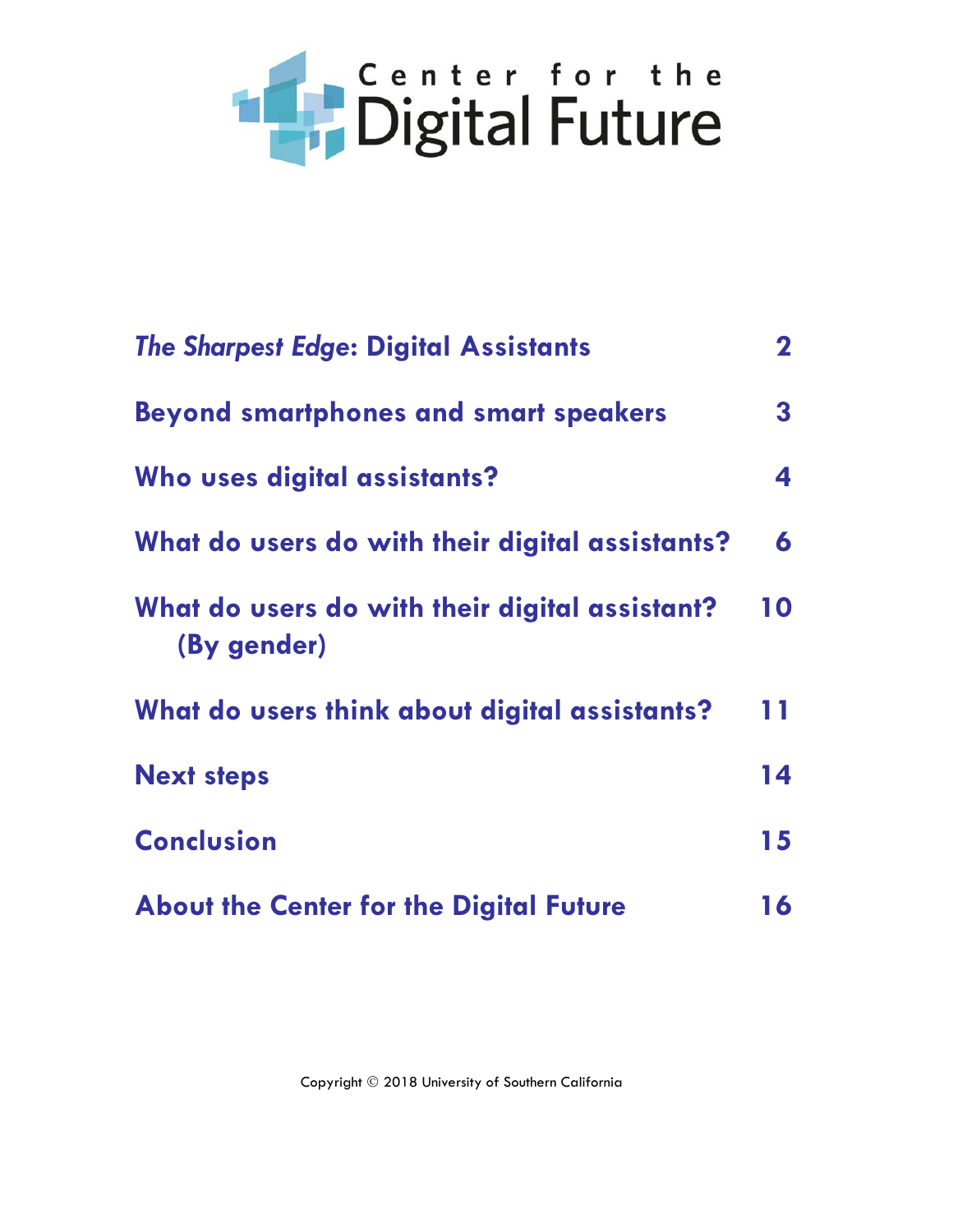# Center for the Digital Future

| | |
|---|---|
| ***The Sharpest Edge*: Digital Assistants** | **2** |
| **Beyond smartphones and smart speakers** | **3** |
| **Who uses digital assistants?** | **4** |
| **What do users do with their digital assistants?** | **6** |
| **What do users do with their digital assistant? (By gender)** | **10** |
| **What do users think about digital assistants?** | **11** |
| **Next steps** | **14** |
| **Conclusion** | **15** |
| **About the Center for the Digital Future** | **16** |

Copyright © 2018 University of Southern California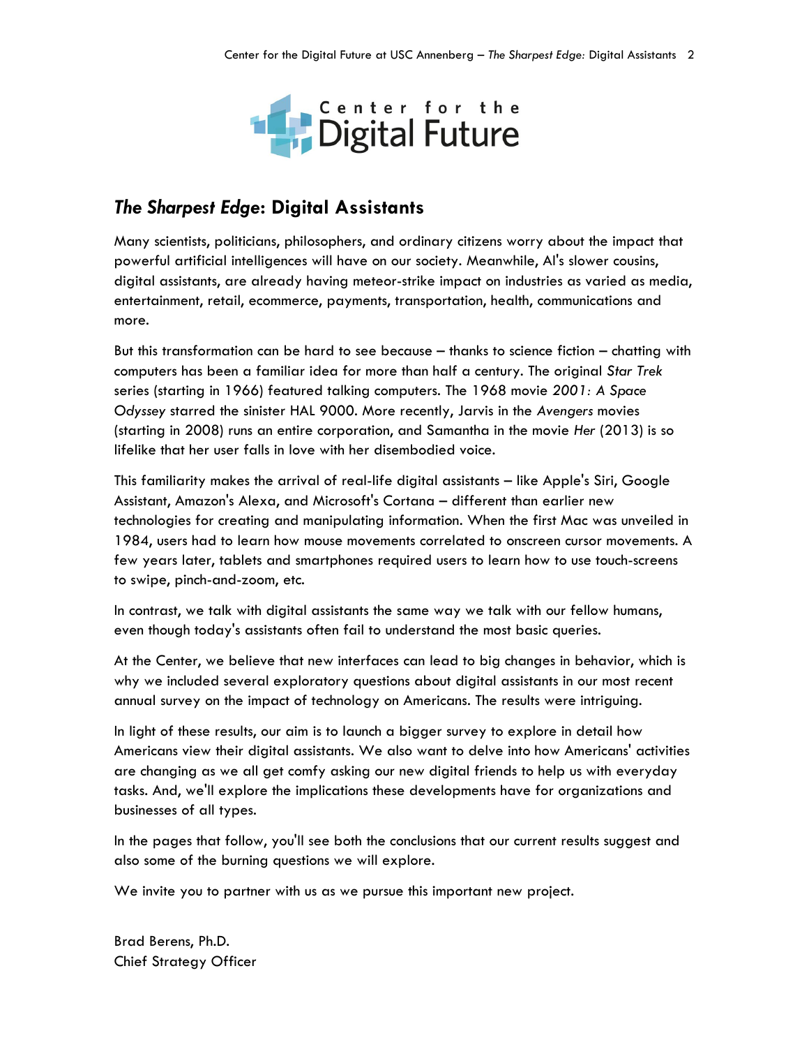# *The Sharpest Edge*: Digital Assistants

Many scientists, politicians, philosophers, and ordinary citizens worry about the impact that powerful artificial intelligences will have on our society. Meanwhile, AI's slower cousins, digital assistants, are already having meteor-strike impact on industries as varied as media, entertainment, retail, ecommerce, payments, transportation, health, communications and more.

But this transformation can be hard to see because – thanks to science fiction – chatting with computers has been a familiar idea for more than half a century. The original *Star Trek* series (starting in 1966) featured talking computers. The 1968 movie *2001: A Space Odyssey* starred the sinister HAL 9000. More recently, Jarvis in the *Avengers* movies (starting in 2008) runs an entire corporation, and Samantha in the movie *Her* (2013) is so lifelike that her user falls in love with her disembodied voice.

This familiarity makes the arrival of real-life digital assistants – like Apple's Siri, Google Assistant, Amazon's Alexa, and Microsoft's Cortana – different than earlier new technologies for creating and manipulating information. When the first Mac was unveiled in 1984, users had to learn how mouse movements correlated to onscreen cursor movements. A few years later, tablets and smartphones required users to learn how to use touch-screens to swipe, pinch-and-zoom, etc.

In contrast, we talk with digital assistants the same way we talk with our fellow humans, even though today's assistants often fail to understand the most basic queries.

At the Center, we believe that new interfaces can lead to big changes in behavior, which is why we included several exploratory questions about digital assistants in our most recent annual survey on the impact of technology on Americans. The results were intriguing.

In light of these results, our aim is to launch a bigger survey to explore in detail how Americans view their digital assistants. We also want to delve into how Americans' activities are changing as we all get comfy asking our new digital friends to help us with everyday tasks. And, we'll explore the implications these developments have for organizations and businesses of all types.

In the pages that follow, you'll see both the conclusions that our current results suggest and also some of the burning questions we will explore.

We invite you to partner with us as we pursue this important new project.

Brad Berens, Ph.D.
Chief Strategy Officer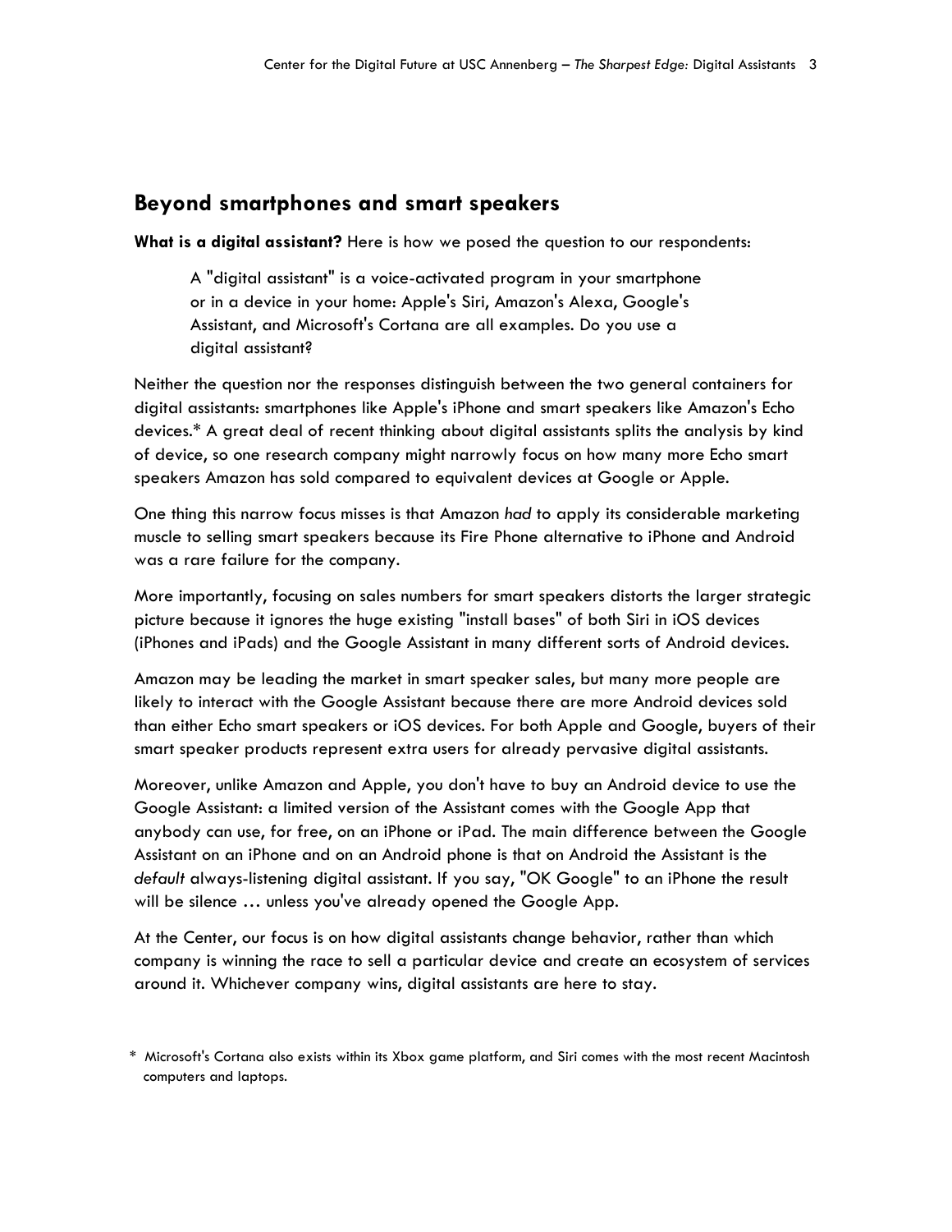## Beyond smartphones and smart speakers

**What is a digital assistant?** Here is how we posed the question to our respondents:

> A "digital assistant" is a voice-activated program in your smartphone or in a device in your home: Apple's Siri, Amazon's Alexa, Google's Assistant, and Microsoft's Cortana are all examples. Do you use a digital assistant?

Neither the question nor the responses distinguish between the two general containers for digital assistants: smartphones like Apple's iPhone and smart speakers like Amazon's Echo devices.* A great deal of recent thinking about digital assistants splits the analysis by kind of device, so one research company might narrowly focus on how many more Echo smart speakers Amazon has sold compared to equivalent devices at Google or Apple.

One thing this narrow focus misses is that Amazon *had* to apply its considerable marketing muscle to selling smart speakers because its Fire Phone alternative to iPhone and Android was a rare failure for the company.

More importantly, focusing on sales numbers for smart speakers distorts the larger strategic picture because it ignores the huge existing "install bases" of both Siri in iOS devices (iPhones and iPads) and the Google Assistant in many different sorts of Android devices.

Amazon may be leading the market in smart speaker sales, but many more people are likely to interact with the Google Assistant because there are more Android devices sold than either Echo smart speakers or iOS devices. For both Apple and Google, buyers of their smart speaker products represent extra users for already pervasive digital assistants.

Moreover, unlike Amazon and Apple, you don't have to buy an Android device to use the Google Assistant: a limited version of the Assistant comes with the Google App that anybody can use, for free, on an iPhone or iPad. The main difference between the Google Assistant on an iPhone and on an Android phone is that on Android the Assistant is the *default* always-listening digital assistant. If you say, "OK Google" to an iPhone the result will be silence … unless you've already opened the Google App.

At the Center, our focus is on how digital assistants change behavior, rather than which company is winning the race to sell a particular device and create an ecosystem of services around it. Whichever company wins, digital assistants are here to stay.

\* Microsoft's Cortana also exists within its Xbox game platform, and Siri comes with the most recent Macintosh computers and laptops.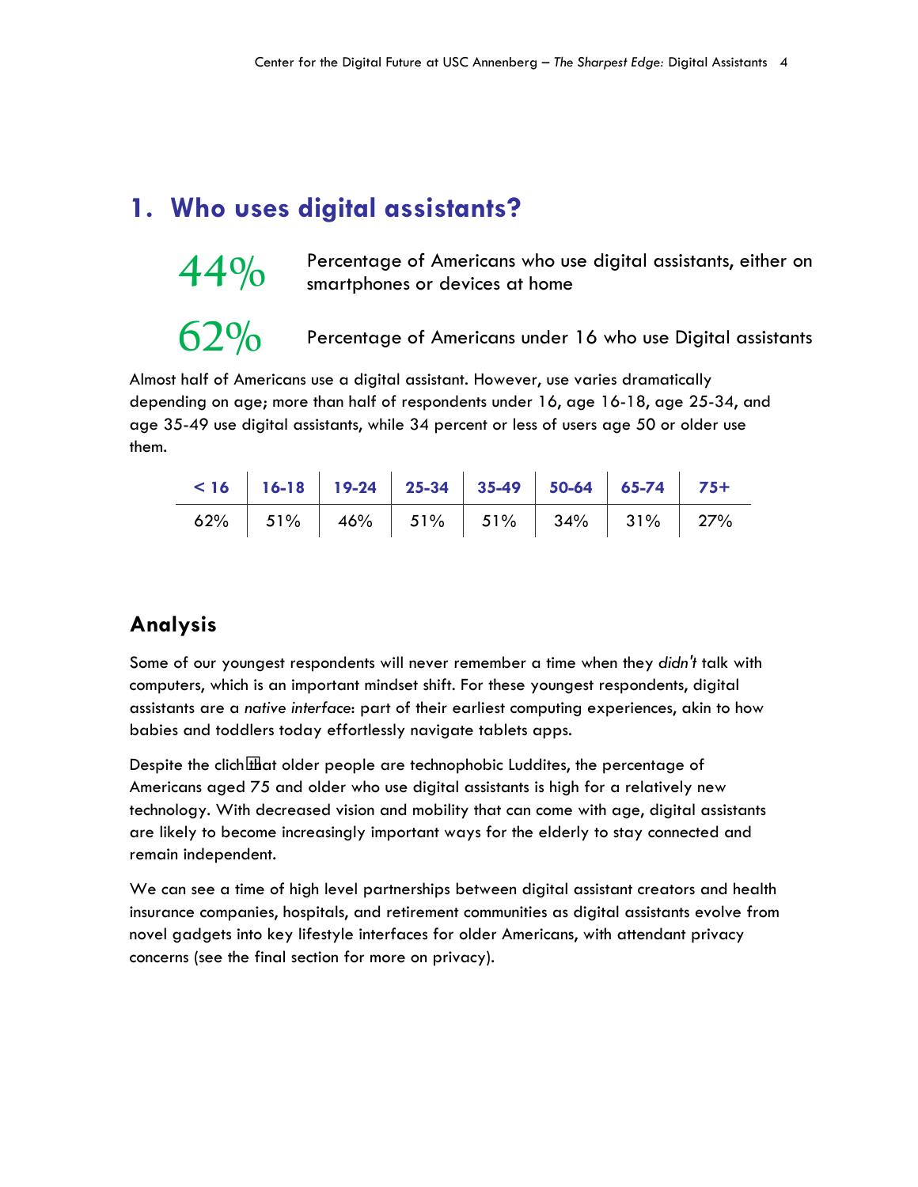## 1. Who uses digital assistants?

**44%** Percentage of Americans who use digital assistants, either on smartphones or devices at home

**62%** Percentage of Americans under 16 who use Digital assistants

Almost half of Americans use a digital assistant. However, use varies dramatically depending on age; more than half of respondents under 16, age 16-18, age 25-34, and age 35-49 use digital assistants, while 34 percent or less of users age 50 or older use them.

| < 16 | 16-18 | 19-24 | 25-34 | 35-49 | 50-64 | 65-74 | 75+ |
|---|---|---|---|---|---|---|---|
| 62% | 51% | 46% | 51% | 51% | 34% | 31% | 27% |

### Analysis

Some of our youngest respondents will never remember a time when they *didn't* talk with computers, which is an important mindset shift. For these youngest respondents, digital assistants are a *native interface*: part of their earliest computing experiences, akin to how babies and toddlers today effortlessly navigate tablets apps.

Despite the clich�that older people are technophobic Luddites, the percentage of Americans aged 75 and older who use digital assistants is high for a relatively new technology. With decreased vision and mobility that can come with age, digital assistants are likely to become increasingly important ways for the elderly to stay connected and remain independent.

We can see a time of high level partnerships between digital assistant creators and health insurance companies, hospitals, and retirement communities as digital assistants evolve from novel gadgets into key lifestyle interfaces for older Americans, with attendant privacy concerns (see the final section for more on privacy).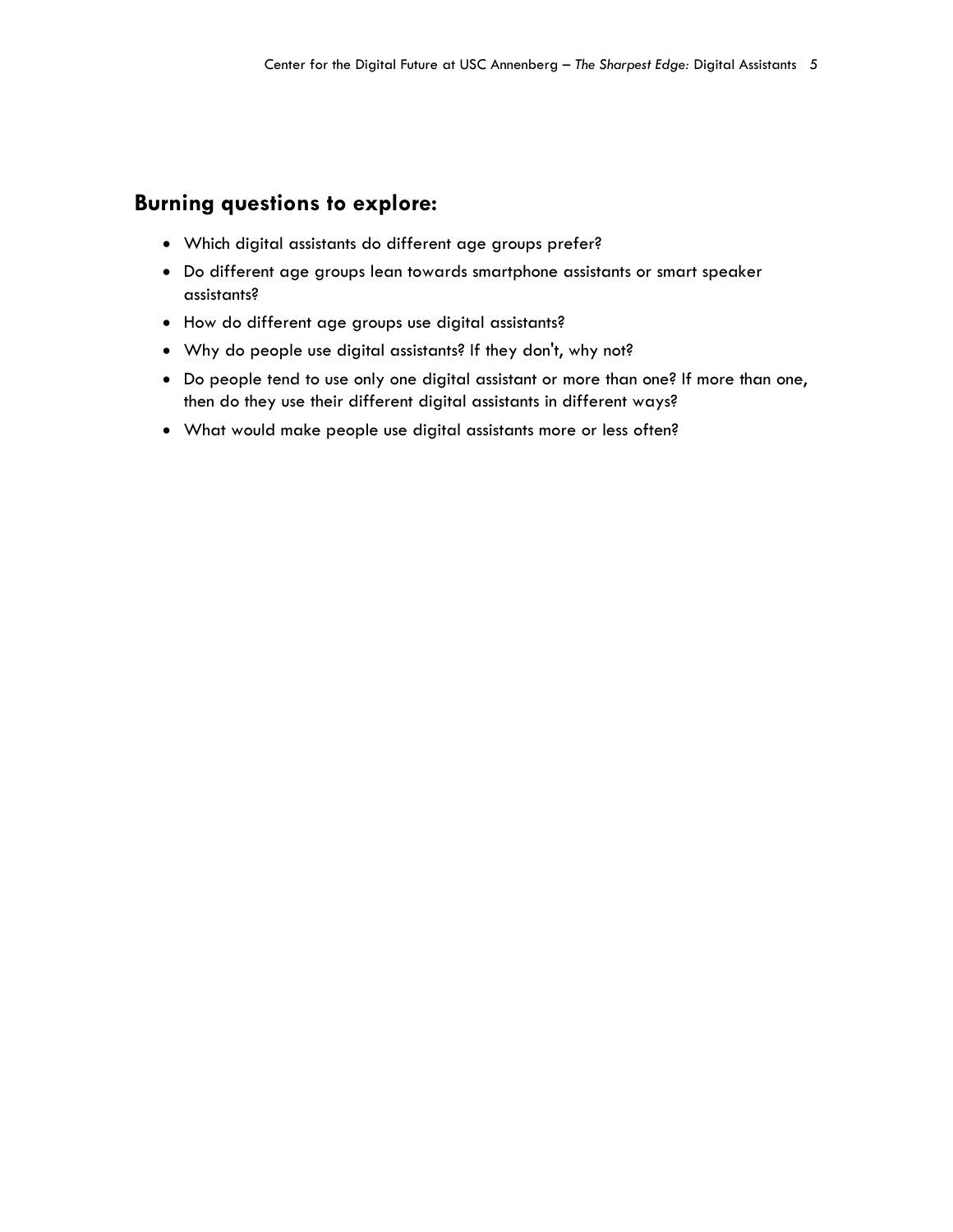## Burning questions to explore:

- Which digital assistants do different age groups prefer?
- Do different age groups lean towards smartphone assistants or smart speaker assistants?
- How do different age groups use digital assistants?
- Why do people use digital assistants? If they don't, why not?
- Do people tend to use only one digital assistant or more than one? If more than one, then do they use their different digital assistants in different ways?
- What would make people use digital assistants more or less often?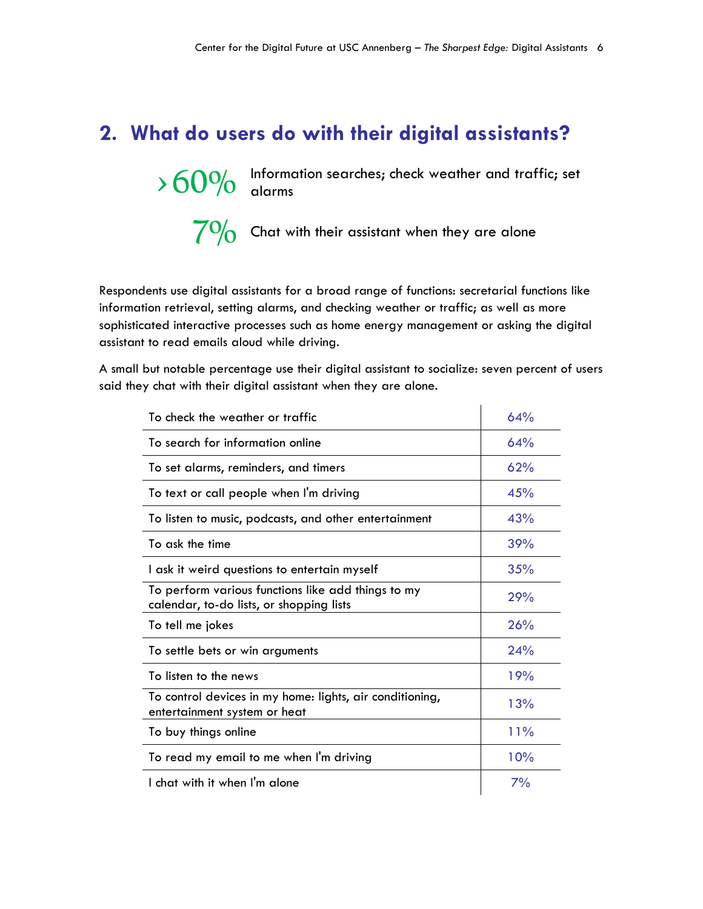## 2. What do users do with their digital assistants?

**›60%** Information searches; check weather and traffic; set alarms

**7%** Chat with their assistant when they are alone

Respondents use digital assistants for a broad range of functions: secretarial functions like information retrieval, setting alarms, and checking weather or traffic; as well as more sophisticated interactive processes such as home energy management or asking the digital assistant to read emails aloud while driving.

A small but notable percentage use their digital assistant to socialize: seven percent of users said they chat with their digital assistant when they are alone.

| | |
|---|---|
| To check the weather or traffic | 64% |
| To search for information online | 64% |
| To set alarms, reminders, and timers | 62% |
| To text or call people when I'm driving | 45% |
| To listen to music, podcasts, and other entertainment | 43% |
| To ask the time | 39% |
| I ask it weird questions to entertain myself | 35% |
| To perform various functions like add things to my calendar, to-do lists, or shopping lists | 29% |
| To tell me jokes | 26% |
| To settle bets or win arguments | 24% |
| To listen to the news | 19% |
| To control devices in my home: lights, air conditioning, entertainment system or heat | 13% |
| To buy things online | 11% |
| To read my email to me when I'm driving | 10% |
| I chat with it when I'm alone | 7% |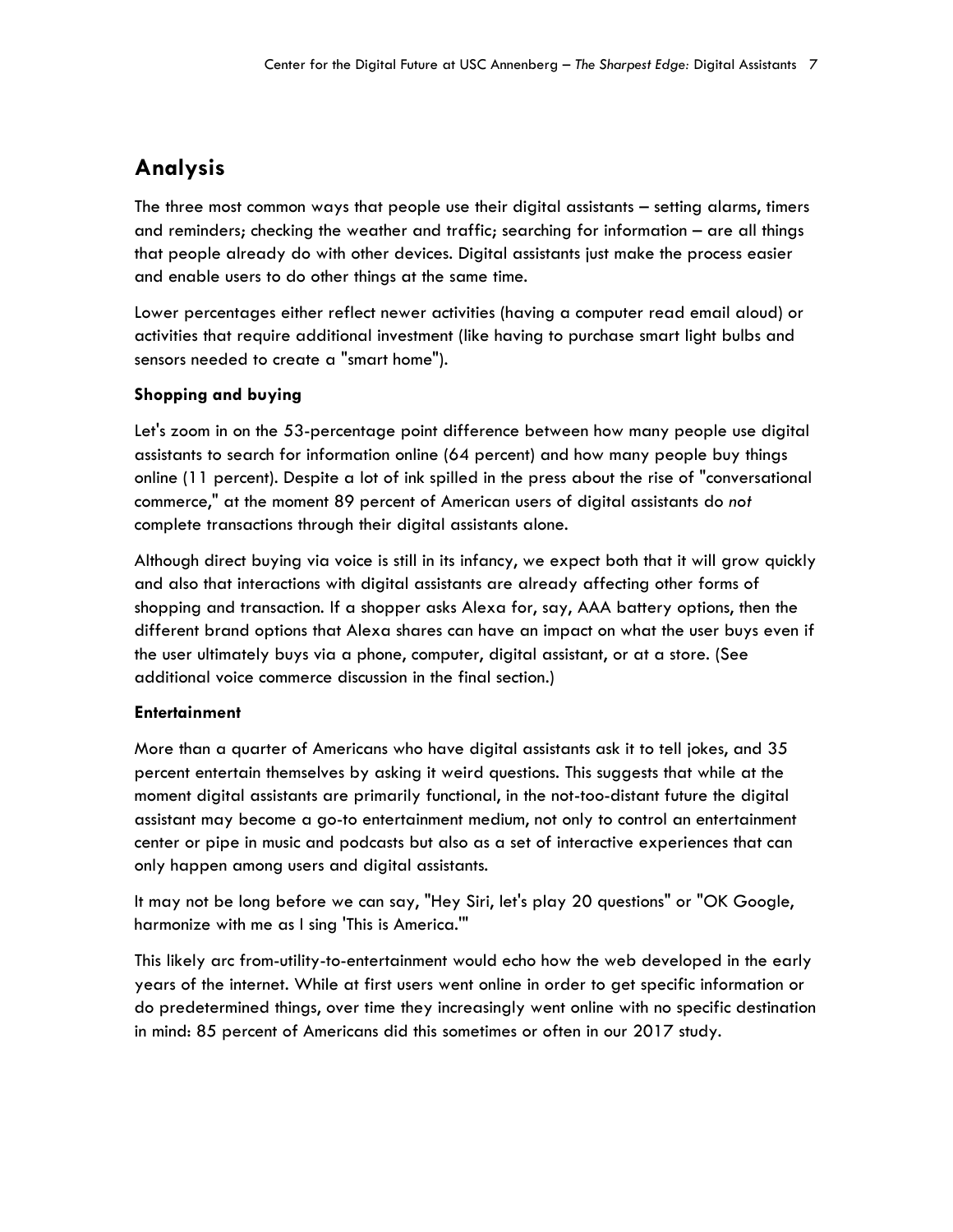## Analysis

The three most common ways that people use their digital assistants – setting alarms, timers and reminders; checking the weather and traffic; searching for information – are all things that people already do with other devices. Digital assistants just make the process easier and enable users to do other things at the same time.

Lower percentages either reflect newer activities (having a computer read email aloud) or activities that require additional investment (like having to purchase smart light bulbs and sensors needed to create a "smart home").

**Shopping and buying**

Let's zoom in on the 53-percentage point difference between how many people use digital assistants to search for information online (64 percent) and how many people buy things online (11 percent). Despite a lot of ink spilled in the press about the rise of "conversational commerce," at the moment 89 percent of American users of digital assistants do *not* complete transactions through their digital assistants alone.

Although direct buying via voice is still in its infancy, we expect both that it will grow quickly and also that interactions with digital assistants are already affecting other forms of shopping and transaction. If a shopper asks Alexa for, say, AAA battery options, then the different brand options that Alexa shares can have an impact on what the user buys even if the user ultimately buys via a phone, computer, digital assistant, or at a store. (See additional voice commerce discussion in the final section.)

**Entertainment**

More than a quarter of Americans who have digital assistants ask it to tell jokes, and 35 percent entertain themselves by asking it weird questions. This suggests that while at the moment digital assistants are primarily functional, in the not-too-distant future the digital assistant may become a go-to entertainment medium, not only to control an entertainment center or pipe in music and podcasts but also as a set of interactive experiences that can only happen among users and digital assistants.

It may not be long before we can say, "Hey Siri, let's play 20 questions" or "OK Google, harmonize with me as I sing 'This is America.'"

This likely arc from-utility-to-entertainment would echo how the web developed in the early years of the internet. While at first users went online in order to get specific information or do predetermined things, over time they increasingly went online with no specific destination in mind: 85 percent of Americans did this sometimes or often in our 2017 study.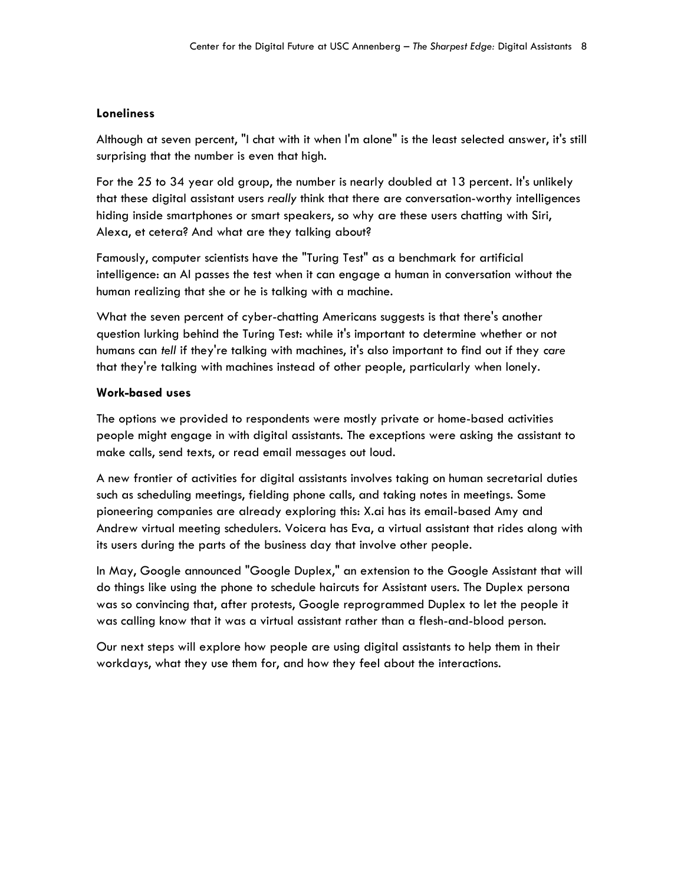**Loneliness**

Although at seven percent, "I chat with it when I'm alone" is the least selected answer, it's still surprising that the number is even that high.

For the 25 to 34 year old group, the number is nearly doubled at 13 percent. It's unlikely that these digital assistant users *really* think that there are conversation-worthy intelligences hiding inside smartphones or smart speakers, so why are these users chatting with Siri, Alexa, et cetera? And what are they talking about?

Famously, computer scientists have the "Turing Test" as a benchmark for artificial intelligence: an AI passes the test when it can engage a human in conversation without the human realizing that she or he is talking with a machine.

What the seven percent of cyber-chatting Americans suggests is that there's another question lurking behind the Turing Test: while it's important to determine whether or not humans can *tell* if they're talking with machines, it's also important to find out if they *care* that they're talking with machines instead of other people, particularly when lonely.

**Work-based uses**

The options we provided to respondents were mostly private or home-based activities people might engage in with digital assistants. The exceptions were asking the assistant to make calls, send texts, or read email messages out loud.

A new frontier of activities for digital assistants involves taking on human secretarial duties such as scheduling meetings, fielding phone calls, and taking notes in meetings. Some pioneering companies are already exploring this: X.ai has its email-based Amy and Andrew virtual meeting schedulers. Voicera has Eva, a virtual assistant that rides along with its users during the parts of the business day that involve other people.

In May, Google announced "Google Duplex," an extension to the Google Assistant that will do things like using the phone to schedule haircuts for Assistant users. The Duplex persona was so convincing that, after protests, Google reprogrammed Duplex to let the people it was calling know that it was a virtual assistant rather than a flesh-and-blood person.

Our next steps will explore how people are using digital assistants to help them in their workdays, what they use them for, and how they feel about the interactions.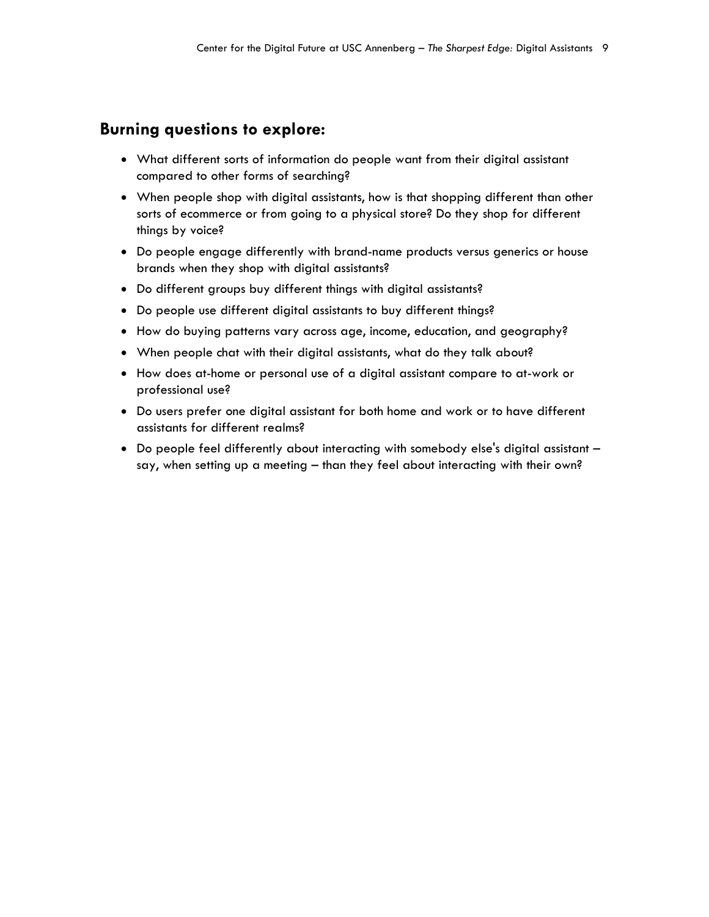## Burning questions to explore:

- What different sorts of information do people want from their digital assistant compared to other forms of searching?
- When people shop with digital assistants, how is that shopping different than other sorts of ecommerce or from going to a physical store? Do they shop for different things by voice?
- Do people engage differently with brand-name products versus generics or house brands when they shop with digital assistants?
- Do different groups buy different things with digital assistants?
- Do people use different digital assistants to buy different things?
- How do buying patterns vary across age, income, education, and geography?
- When people chat with their digital assistants, what do they talk about?
- How does at-home or personal use of a digital assistant compare to at-work or professional use?
- Do users prefer one digital assistant for both home and work or to have different assistants for different realms?
- Do people feel differently about interacting with somebody else's digital assistant – say, when setting up a meeting – than they feel about interacting with their own?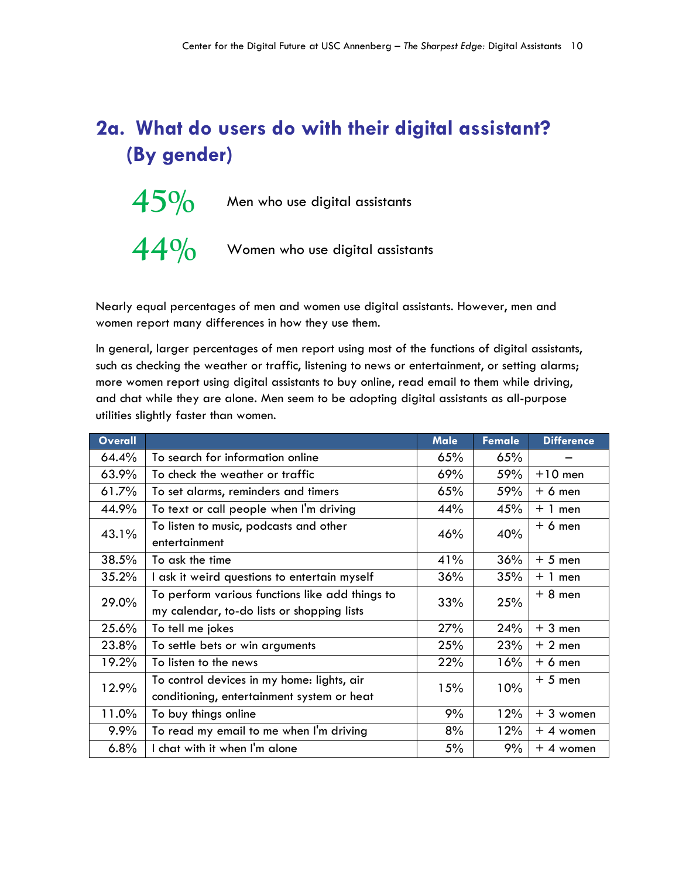## 2a. What do users do with their digital assistant? (By gender)

**45%** Men who use digital assistants

**44%** Women who use digital assistants

Nearly equal percentages of men and women use digital assistants. However, men and women report many differences in how they use them.

In general, larger percentages of men report using most of the functions of digital assistants, such as checking the weather or traffic, listening to news or entertainment, or setting alarms; more women report using digital assistants to buy online, read email to them while driving, and chat while they are alone. Men seem to be adopting digital assistants as all-purpose utilities slightly faster than women.

| Overall | | Male | Female | Difference |
|---|---|---|---|---|
| 64.4% | To search for information online | 65% | 65% | – |
| 63.9% | To check the weather or traffic | 69% | 59% | +10 men |
| 61.7% | To set alarms, reminders and timers | 65% | 59% | + 6 men |
| 44.9% | To text or call people when I'm driving | 44% | 45% | + 1 men |
| 43.1% | To listen to music, podcasts and other entertainment | 46% | 40% | + 6 men |
| 38.5% | To ask the time | 41% | 36% | + 5 men |
| 35.2% | I ask it weird questions to entertain myself | 36% | 35% | + 1 men |
| 29.0% | To perform various functions like add things to my calendar, to-do lists or shopping lists | 33% | 25% | + 8 men |
| 25.6% | To tell me jokes | 27% | 24% | + 3 men |
| 23.8% | To settle bets or win arguments | 25% | 23% | + 2 men |
| 19.2% | To listen to the news | 22% | 16% | + 6 men |
| 12.9% | To control devices in my home: lights, air conditioning, entertainment system or heat | 15% | 10% | + 5 men |
| 11.0% | To buy things online | 9% | 12% | + 3 women |
| 9.9% | To read my email to me when I'm driving | 8% | 12% | + 4 women |
| 6.8% | I chat with it when I'm alone | 5% | 9% | + 4 women |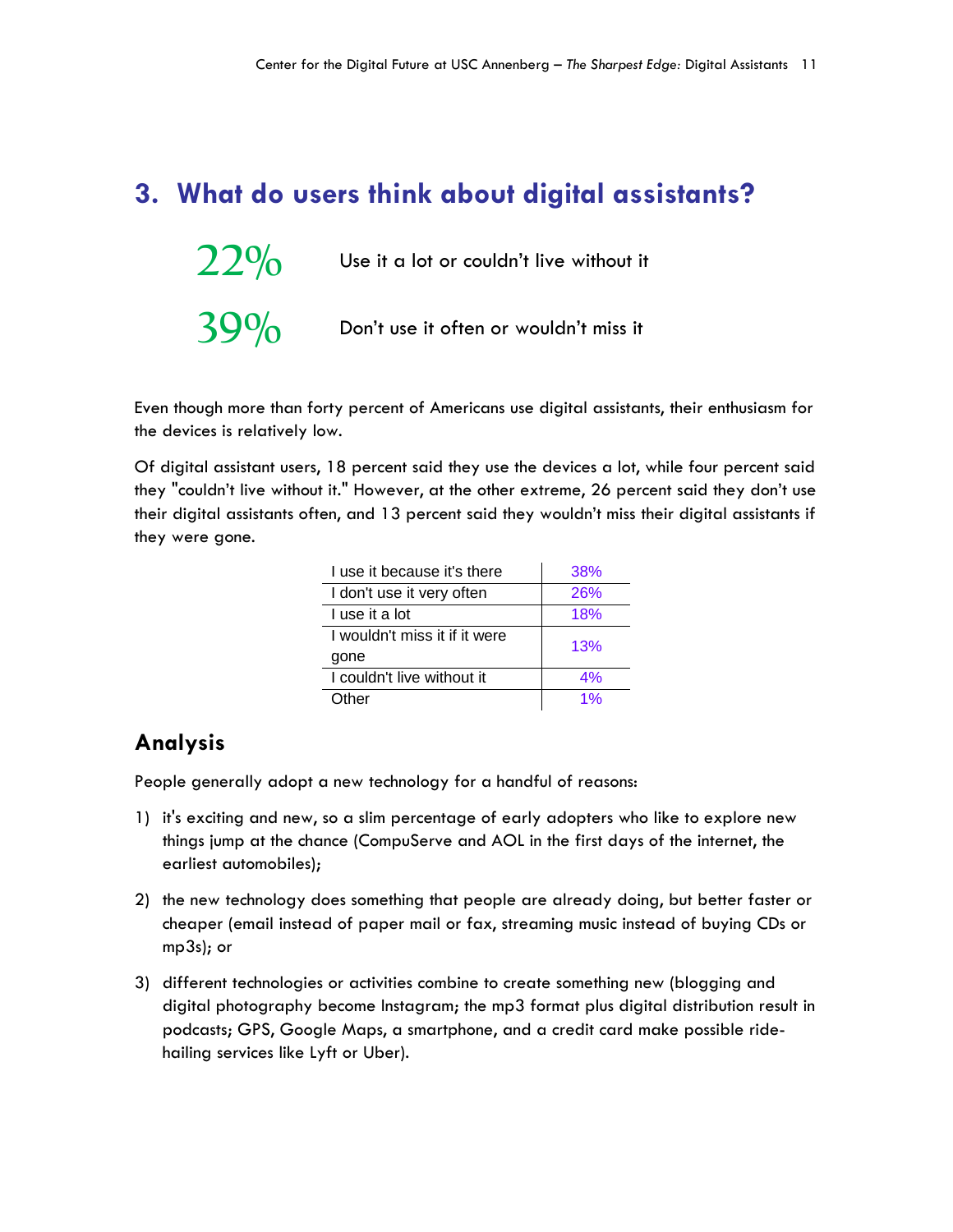## 3. What do users think about digital assistants?

| | |
|---|---|
| 22% | Use it a lot or couldn't live without it |
| 39% | Don't use it often or wouldn't miss it |

Even though more than forty percent of Americans use digital assistants, their enthusiasm for the devices is relatively low.

Of digital assistant users, 18 percent said they use the devices a lot, while four percent said they "couldn't live without it." However, at the other extreme, 26 percent said they don't use their digital assistants often, and 13 percent said they wouldn't miss their digital assistants if they were gone.

| | |
|---|---|
| I use it because it's there | 38% |
| I don't use it very often | 26% |
| I use it a lot | 18% |
| I wouldn't miss it if it were gone | 13% |
| I couldn't live without it | 4% |
| Other | 1% |

### Analysis

People generally adopt a new technology for a handful of reasons:

1) it's exciting and new, so a slim percentage of early adopters who like to explore new things jump at the chance (CompuServe and AOL in the first days of the internet, the earliest automobiles);

2) the new technology does something that people are already doing, but better faster or cheaper (email instead of paper mail or fax, streaming music instead of buying CDs or mp3s); or

3) different technologies or activities combine to create something new (blogging and digital photography become Instagram; the mp3 format plus digital distribution result in podcasts; GPS, Google Maps, a smartphone, and a credit card make possible ride-hailing services like Lyft or Uber).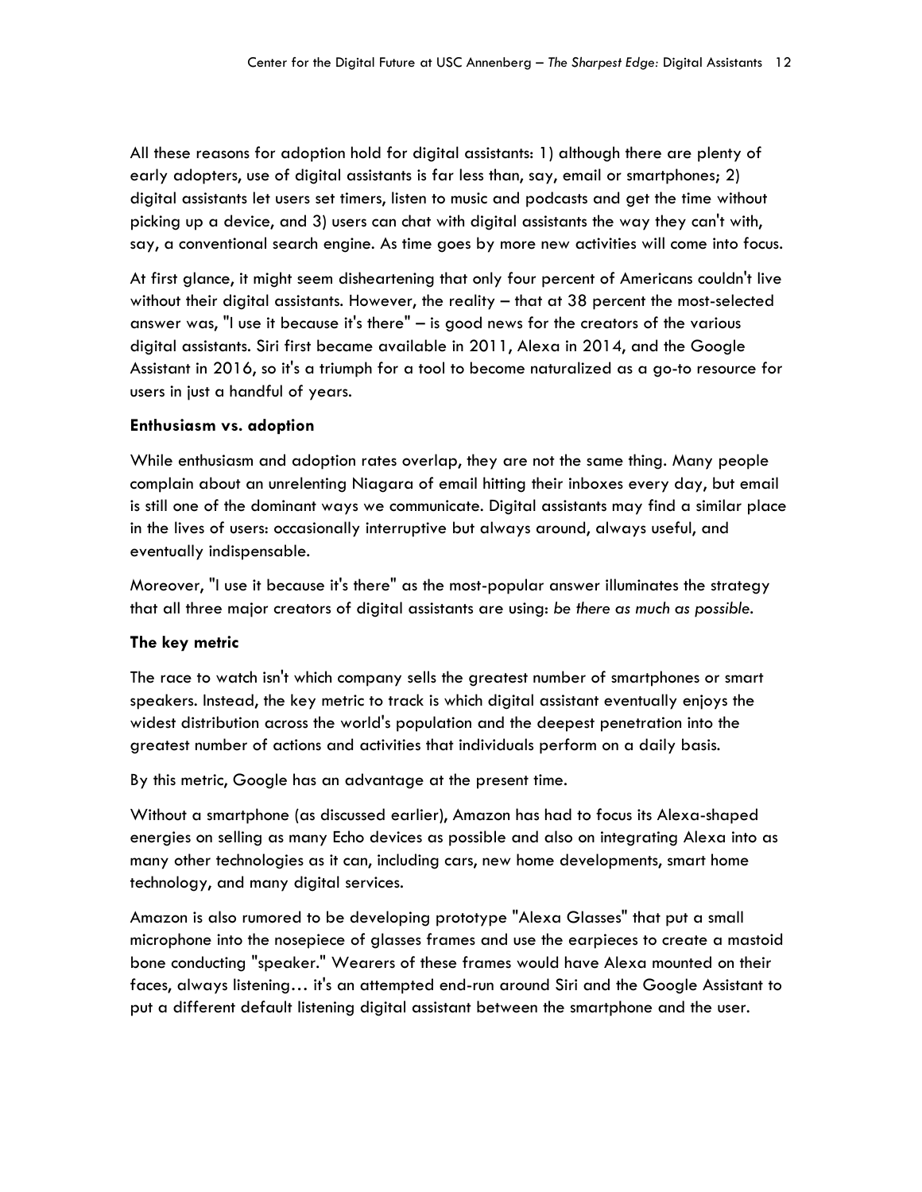All these reasons for adoption hold for digital assistants: 1) although there are plenty of early adopters, use of digital assistants is far less than, say, email or smartphones; 2) digital assistants let users set timers, listen to music and podcasts and get the time without picking up a device, and 3) users can chat with digital assistants the way they can't with, say, a conventional search engine. As time goes by more new activities will come into focus.

At first glance, it might seem disheartening that only four percent of Americans couldn't live without their digital assistants. However, the reality – that at 38 percent the most-selected answer was, "I use it because it's there" – is good news for the creators of the various digital assistants. Siri first became available in 2011, Alexa in 2014, and the Google Assistant in 2016, so it's a triumph for a tool to become naturalized as a go-to resource for users in just a handful of years.

**Enthusiasm vs. adoption**

While enthusiasm and adoption rates overlap, they are not the same thing. Many people complain about an unrelenting Niagara of email hitting their inboxes every day, but email is still one of the dominant ways we communicate. Digital assistants may find a similar place in the lives of users: occasionally interruptive but always around, always useful, and eventually indispensable.

Moreover, "I use it because it's there" as the most-popular answer illuminates the strategy that all three major creators of digital assistants are using: *be there as much as possible*.

**The key metric**

The race to watch isn't which company sells the greatest number of smartphones or smart speakers. Instead, the key metric to track is which digital assistant eventually enjoys the widest distribution across the world's population and the deepest penetration into the greatest number of actions and activities that individuals perform on a daily basis.

By this metric, Google has an advantage at the present time.

Without a smartphone (as discussed earlier), Amazon has had to focus its Alexa-shaped energies on selling as many Echo devices as possible and also on integrating Alexa into as many other technologies as it can, including cars, new home developments, smart home technology, and many digital services.

Amazon is also rumored to be developing prototype "Alexa Glasses" that put a small microphone into the nosepiece of glasses frames and use the earpieces to create a mastoid bone conducting "speaker." Wearers of these frames would have Alexa mounted on their faces, always listening… it's an attempted end-run around Siri and the Google Assistant to put a different default listening digital assistant between the smartphone and the user.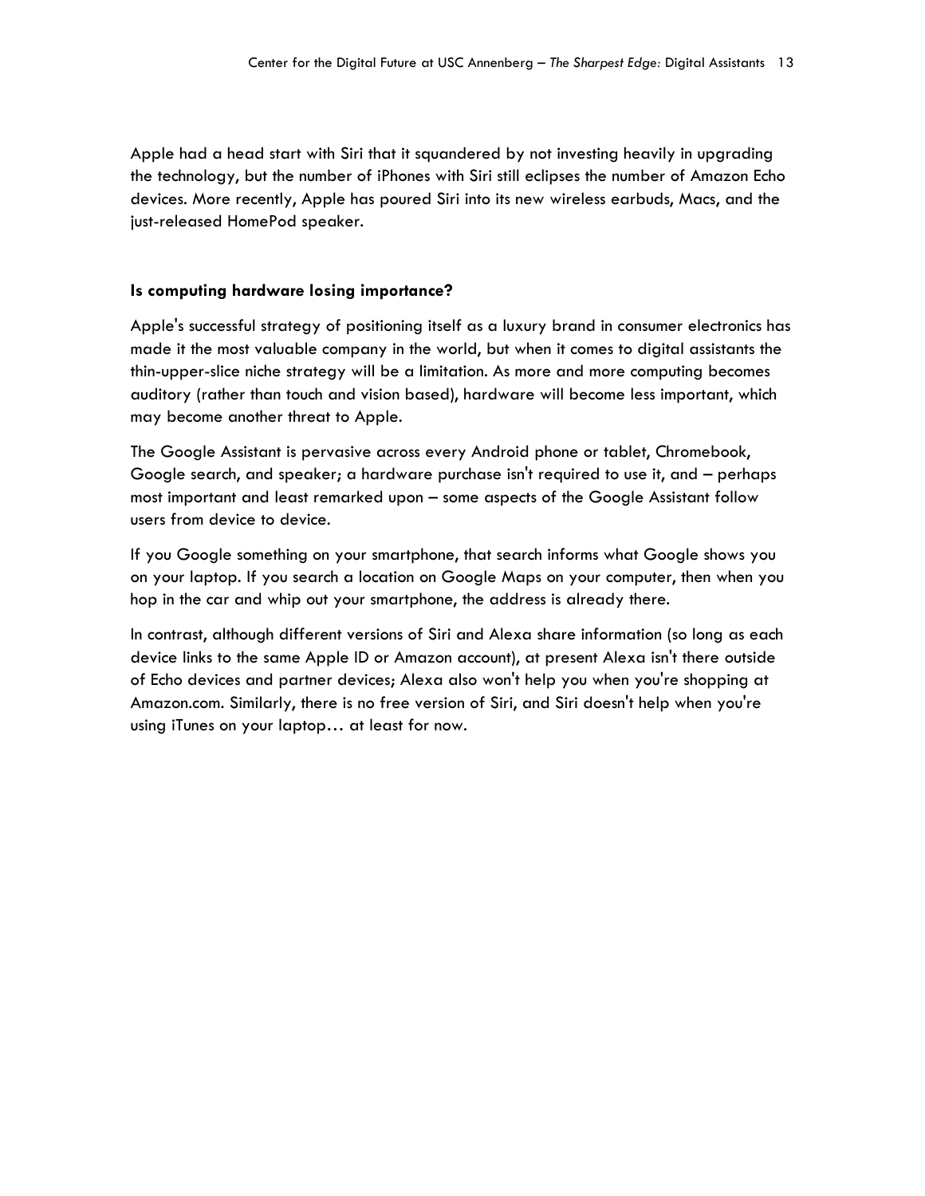Apple had a head start with Siri that it squandered by not investing heavily in upgrading the technology, but the number of iPhones with Siri still eclipses the number of Amazon Echo devices. More recently, Apple has poured Siri into its new wireless earbuds, Macs, and the just-released HomePod speaker.

**Is computing hardware losing importance?**

Apple's successful strategy of positioning itself as a luxury brand in consumer electronics has made it the most valuable company in the world, but when it comes to digital assistants the thin-upper-slice niche strategy will be a limitation. As more and more computing becomes auditory (rather than touch and vision based), hardware will become less important, which may become another threat to Apple.

The Google Assistant is pervasive across every Android phone or tablet, Chromebook, Google search, and speaker; a hardware purchase isn't required to use it, and – perhaps most important and least remarked upon – some aspects of the Google Assistant follow users from device to device.

If you Google something on your smartphone, that search informs what Google shows you on your laptop. If you search a location on Google Maps on your computer, then when you hop in the car and whip out your smartphone, the address is already there.

In contrast, although different versions of Siri and Alexa share information (so long as each device links to the same Apple ID or Amazon account), at present Alexa isn't there outside of Echo devices and partner devices; Alexa also won't help you when you're shopping at Amazon.com. Similarly, there is no free version of Siri, and Siri doesn't help when you're using iTunes on your laptop… at least for now.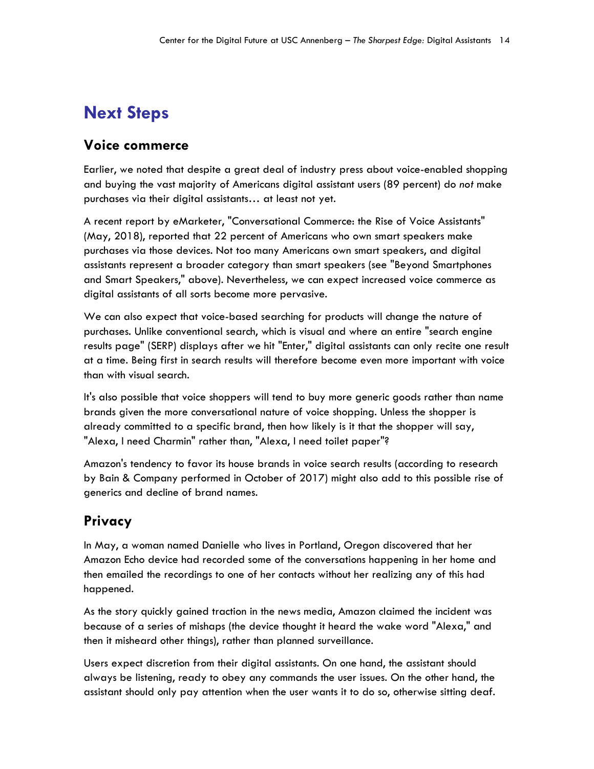# Next Steps

## Voice commerce

Earlier, we noted that despite a great deal of industry press about voice-enabled shopping and buying the vast majority of Americans digital assistant users (89 percent) do *not* make purchases via their digital assistants… at least not yet.

A recent report by eMarketer, "Conversational Commerce: the Rise of Voice Assistants" (May, 2018), reported that 22 percent of Americans who own smart speakers make purchases via those devices. Not too many Americans own smart speakers, and digital assistants represent a broader category than smart speakers (see "Beyond Smartphones and Smart Speakers," above). Nevertheless, we can expect increased voice commerce as digital assistants of all sorts become more pervasive.

We can also expect that voice-based searching for products will change the nature of purchases. Unlike conventional search, which is visual and where an entire "search engine results page" (SERP) displays after we hit "Enter," digital assistants can only recite one result at a time. Being first in search results will therefore become even more important with voice than with visual search.

It's also possible that voice shoppers will tend to buy more generic goods rather than name brands given the more conversational nature of voice shopping. Unless the shopper is already committed to a specific brand, then how likely is it that the shopper will say, "Alexa, I need Charmin" rather than, "Alexa, I need toilet paper"?

Amazon's tendency to favor its house brands in voice search results (according to research by Bain & Company performed in October of 2017) might also add to this possible rise of generics and decline of brand names.

## Privacy

In May, a woman named Danielle who lives in Portland, Oregon discovered that her Amazon Echo device had recorded some of the conversations happening in her home and then emailed the recordings to one of her contacts without her realizing any of this had happened.

As the story quickly gained traction in the news media, Amazon claimed the incident was because of a series of mishaps (the device thought it heard the wake word "Alexa," and then it misheard other things), rather than planned surveillance.

Users expect discretion from their digital assistants. On one hand, the assistant should always be listening, ready to obey any commands the user issues. On the other hand, the assistant should only pay attention when the user wants it to do so, otherwise sitting deaf.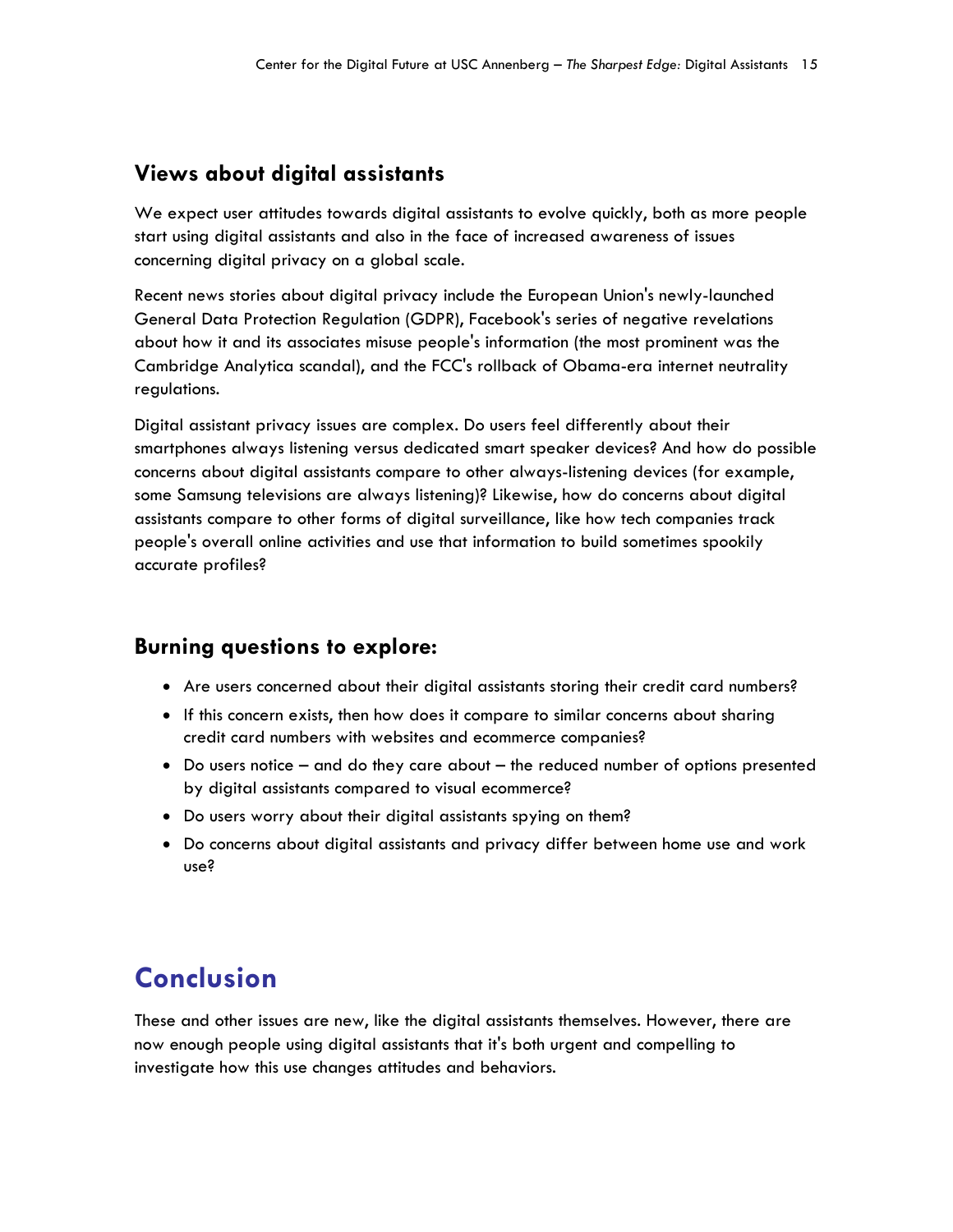## Views about digital assistants

We expect user attitudes towards digital assistants to evolve quickly, both as more people start using digital assistants and also in the face of increased awareness of issues concerning digital privacy on a global scale.

Recent news stories about digital privacy include the European Union's newly-launched General Data Protection Regulation (GDPR), Facebook's series of negative revelations about how it and its associates misuse people's information (the most prominent was the Cambridge Analytica scandal), and the FCC's rollback of Obama-era internet neutrality regulations.

Digital assistant privacy issues are complex. Do users feel differently about their smartphones always listening versus dedicated smart speaker devices? And how do possible concerns about digital assistants compare to other always-listening devices (for example, some Samsung televisions are always listening)? Likewise, how do concerns about digital assistants compare to other forms of digital surveillance, like how tech companies track people's overall online activities and use that information to build sometimes spookily accurate profiles?

## Burning questions to explore:

- Are users concerned about their digital assistants storing their credit card numbers?
- If this concern exists, then how does it compare to similar concerns about sharing credit card numbers with websites and ecommerce companies?
- Do users notice – and do they care about – the reduced number of options presented by digital assistants compared to visual ecommerce?
- Do users worry about their digital assistants spying on them?
- Do concerns about digital assistants and privacy differ between home use and work use?

# Conclusion

These and other issues are new, like the digital assistants themselves. However, there are now enough people using digital assistants that it's both urgent and compelling to investigate how this use changes attitudes and behaviors.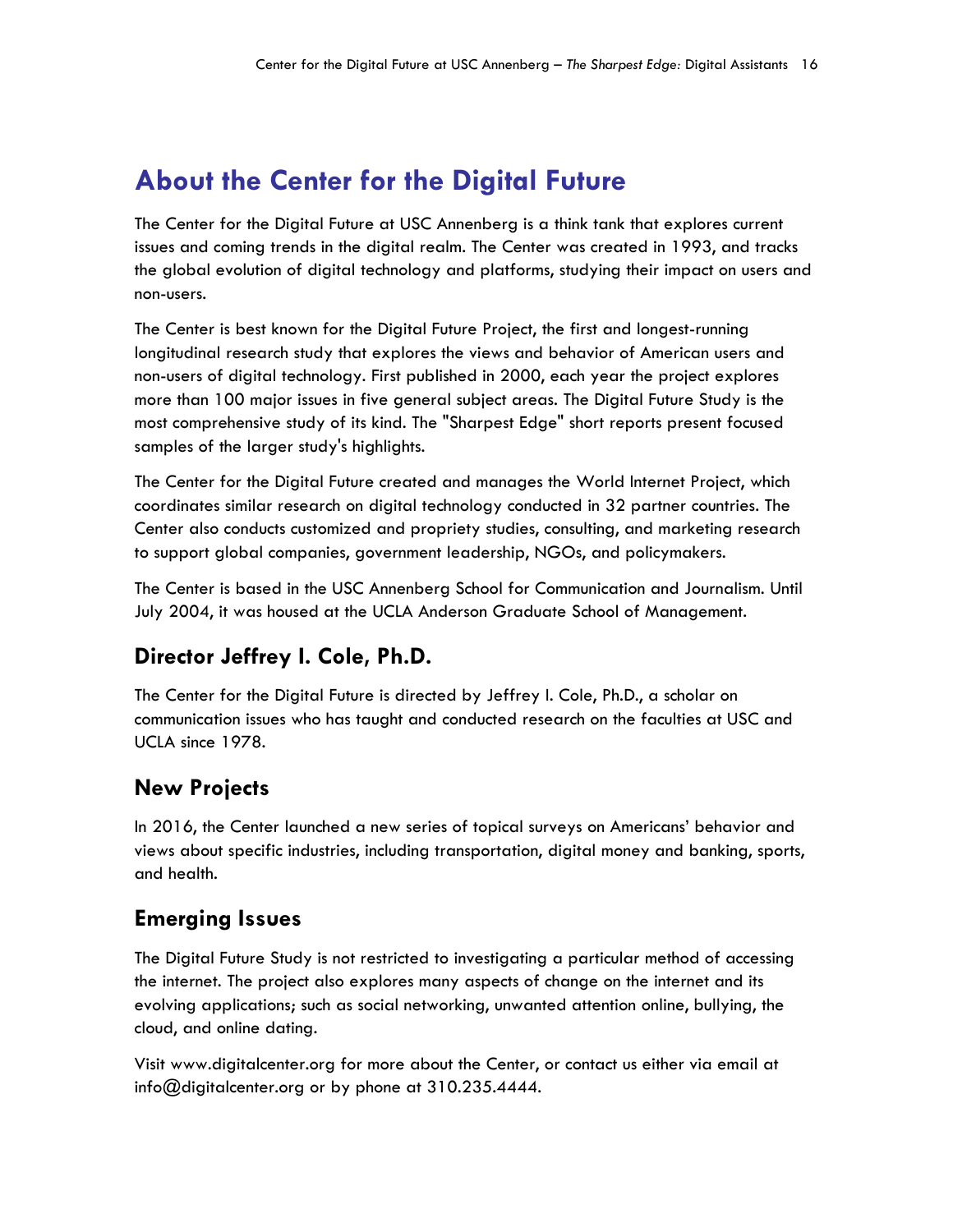# About the Center for the Digital Future

The Center for the Digital Future at USC Annenberg is a think tank that explores current issues and coming trends in the digital realm. The Center was created in 1993, and tracks the global evolution of digital technology and platforms, studying their impact on users and non-users.

The Center is best known for the Digital Future Project, the first and longest-running longitudinal research study that explores the views and behavior of American users and non-users of digital technology. First published in 2000, each year the project explores more than 100 major issues in five general subject areas. The Digital Future Study is the most comprehensive study of its kind. The "Sharpest Edge" short reports present focused samples of the larger study's highlights.

The Center for the Digital Future created and manages the World Internet Project, which coordinates similar research on digital technology conducted in 32 partner countries. The Center also conducts customized and propriety studies, consulting, and marketing research to support global companies, government leadership, NGOs, and policymakers.

The Center is based in the USC Annenberg School for Communication and Journalism. Until July 2004, it was housed at the UCLA Anderson Graduate School of Management.

## Director Jeffrey I. Cole, Ph.D.

The Center for the Digital Future is directed by Jeffrey I. Cole, Ph.D., a scholar on communication issues who has taught and conducted research on the faculties at USC and UCLA since 1978.

## New Projects

In 2016, the Center launched a new series of topical surveys on Americans' behavior and views about specific industries, including transportation, digital money and banking, sports, and health.

## Emerging Issues

The Digital Future Study is not restricted to investigating a particular method of accessing the internet. The project also explores many aspects of change on the internet and its evolving applications; such as social networking, unwanted attention online, bullying, the cloud, and online dating.

Visit www.digitalcenter.org for more about the Center, or contact us either via email at info@digitalcenter.org or by phone at 310.235.4444.